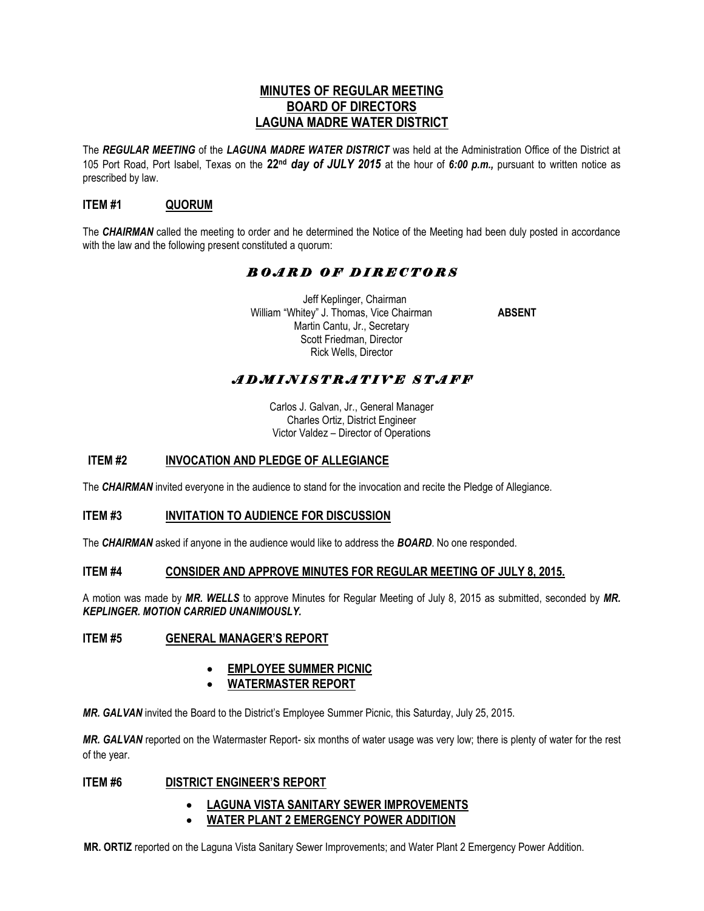# MINUTES OF REGULAR MEETING
# BOARD OF DIRECTORS
# LAGUNA MADRE WATER DISTRICT

The ***REGULAR MEETING*** of the ***LAGUNA MADRE WATER DISTRICT*** was held at the Administration Office of the District at 105 Port Road, Port Isabel, Texas on the **22nd *day of JULY 2015*** at the hour of ***6:00 p.m.,*** pursuant to written notice as prescribed by law.

## ITEM #1 QUORUM

The ***CHAIRMAN*** called the meeting to order and he determined the Notice of the Meeting had been duly posted in accordance with the law and the following present constituted a quorum:

### *BOARD OF DIRECTORS*

Jeff Keplinger, Chairman
William "Whitey" J. Thomas, Vice Chairman **ABSENT**
Martin Cantu, Jr., Secretary
Scott Friedman, Director
Rick Wells, Director

### *ADMINISTRATIVE STAFF*

Carlos J. Galvan, Jr., General Manager
Charles Ortiz, District Engineer
Victor Valdez – Director of Operations

## ITEM #2 INVOCATION AND PLEDGE OF ALLEGIANCE

The ***CHAIRMAN*** invited everyone in the audience to stand for the invocation and recite the Pledge of Allegiance.

## ITEM #3 INVITATION TO AUDIENCE FOR DISCUSSION

The ***CHAIRMAN*** asked if anyone in the audience would like to address the ***BOARD***. No one responded.

## ITEM #4 CONSIDER AND APPROVE MINUTES FOR REGULAR MEETING OF JULY 8, 2015.

A motion was made by ***MR. WELLS*** to approve Minutes for Regular Meeting of July 8, 2015 as submitted, seconded by ***MR. KEPLINGER. MOTION CARRIED UNANIMOUSLY.***

## ITEM #5 GENERAL MANAGER'S REPORT

- **EMPLOYEE SUMMER PICNIC**
- **WATERMASTER REPORT**

***MR. GALVAN*** invited the Board to the District's Employee Summer Picnic, this Saturday, July 25, 2015.

***MR. GALVAN*** reported on the Watermaster Report- six months of water usage was very low; there is plenty of water for the rest of the year.

## ITEM #6 DISTRICT ENGINEER'S REPORT

- **LAGUNA VISTA SANITARY SEWER IMPROVEMENTS**
- **WATER PLANT 2 EMERGENCY POWER ADDITION**

**MR. ORTIZ** reported on the Laguna Vista Sanitary Sewer Improvements; and Water Plant 2 Emergency Power Addition.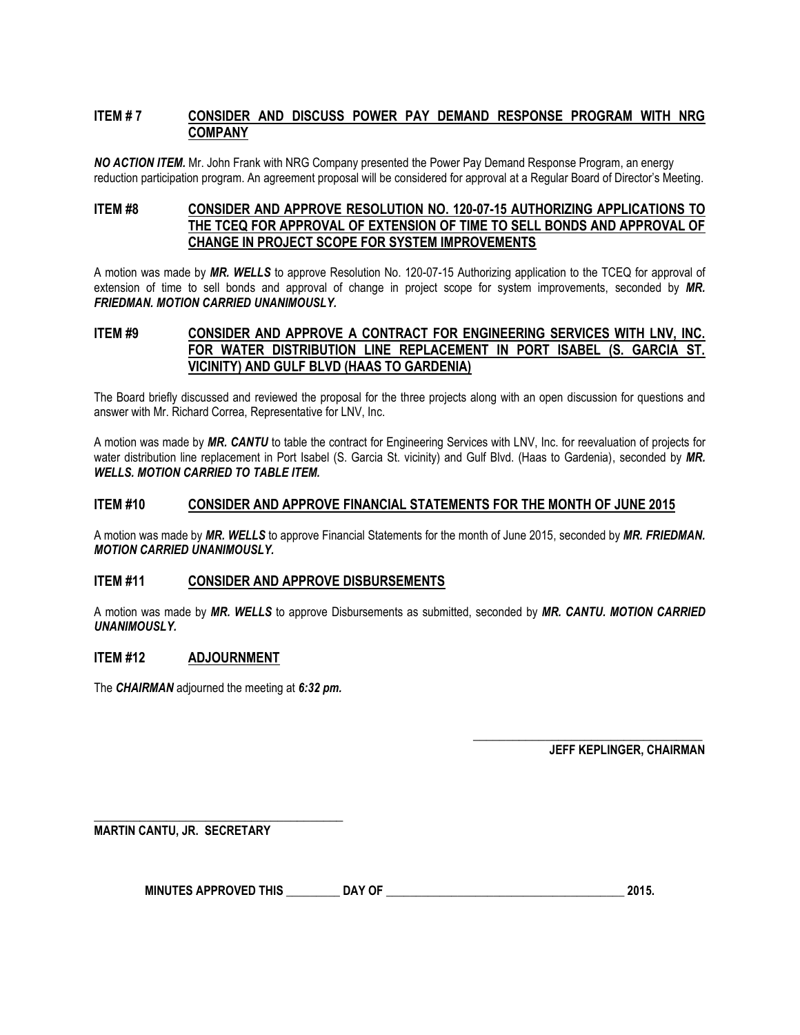## ITEM # 7 CONSIDER AND DISCUSS POWER PAY DEMAND RESPONSE PROGRAM WITH NRG COMPANY

***NO ACTION ITEM.*** Mr. John Frank with NRG Company presented the Power Pay Demand Response Program, an energy reduction participation program. An agreement proposal will be considered for approval at a Regular Board of Director's Meeting.

## ITEM #8 CONSIDER AND APPROVE RESOLUTION NO. 120-07-15 AUTHORIZING APPLICATIONS TO THE TCEQ FOR APPROVAL OF EXTENSION OF TIME TO SELL BONDS AND APPROVAL OF CHANGE IN PROJECT SCOPE FOR SYSTEM IMPROVEMENTS

A motion was made by ***MR. WELLS*** to approve Resolution No. 120-07-15 Authorizing application to the TCEQ for approval of extension of time to sell bonds and approval of change in project scope for system improvements, seconded by ***MR. FRIEDMAN. MOTION CARRIED UNANIMOUSLY.***

## ITEM #9 CONSIDER AND APPROVE A CONTRACT FOR ENGINEERING SERVICES WITH LNV, INC. FOR WATER DISTRIBUTION LINE REPLACEMENT IN PORT ISABEL (S. GARCIA ST. VICINITY) AND GULF BLVD (HAAS TO GARDENIA)

The Board briefly discussed and reviewed the proposal for the three projects along with an open discussion for questions and answer with Mr. Richard Correa, Representative for LNV, Inc.

A motion was made by ***MR. CANTU*** to table the contract for Engineering Services with LNV, Inc. for reevaluation of projects for water distribution line replacement in Port Isabel (S. Garcia St. vicinity) and Gulf Blvd. (Haas to Gardenia), seconded by ***MR. WELLS. MOTION CARRIED TO TABLE ITEM.***

## ITEM #10 CONSIDER AND APPROVE FINANCIAL STATEMENTS FOR THE MONTH OF JUNE 2015

A motion was made by ***MR. WELLS*** to approve Financial Statements for the month of June 2015, seconded by ***MR. FRIEDMAN. MOTION CARRIED UNANIMOUSLY.***

## ITEM #11 CONSIDER AND APPROVE DISBURSEMENTS

A motion was made by ***MR. WELLS*** to approve Disbursements as submitted, seconded by ***MR. CANTU. MOTION CARRIED UNANIMOUSLY.***

## ITEM #12 ADJOURNMENT

The ***CHAIRMAN*** adjourned the meeting at ***6:32 pm.***

\_\_\_\_\_\_\_\_\_\_\_\_\_\_\_\_\_\_\_\_\_\_\_\_\_\_\_\_\_\_\_\_\_\_\_\_\_\_\_\_
**JEFF KEPLINGER, CHAIRMAN**

\_\_\_\_\_\_\_\_\_\_\_\_\_\_\_\_\_\_\_\_\_\_\_\_\_\_\_\_\_\_\_\_\_\_\_\_\_\_\_\_
**MARTIN CANTU, JR. SECRETARY**

**MINUTES APPROVED THIS \_\_\_\_\_\_\_\_\_ DAY OF \_\_\_\_\_\_\_\_\_\_\_\_\_\_\_\_\_\_\_\_\_\_\_\_\_\_\_\_\_\_\_\_\_\_\_\_\_\_\_\_ 2015.**